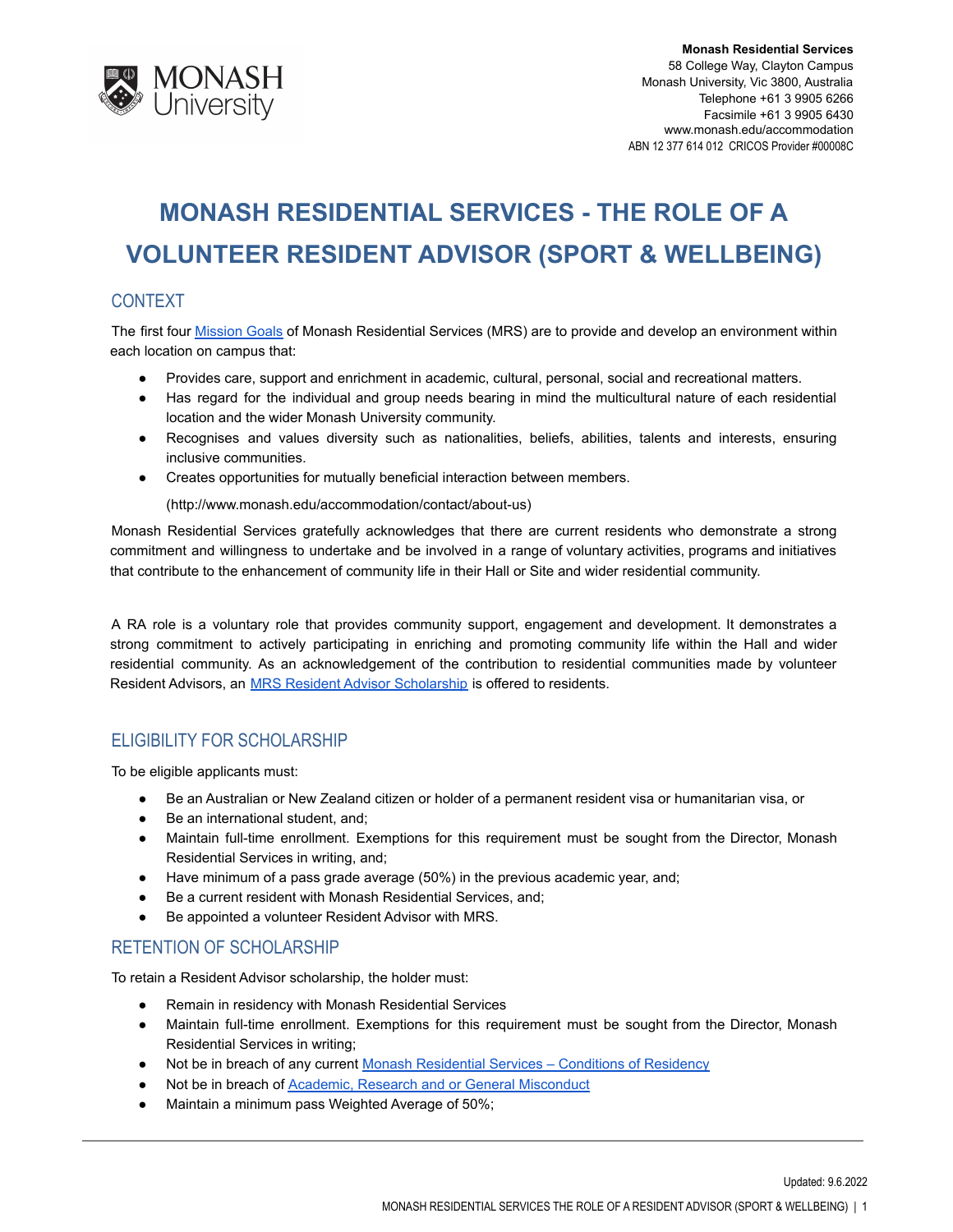Monash Residential Services
58 College Way, Clayton Campus
Monash University, Vic 3800, Australia
Telephone +61 3 9905 6266
Facsimile +61 3 9905 6430
www.monash.edu/accommodation
ABN 12 377 614 012 CRICOS Provider #00008C

# MONASH RESIDENTIAL SERVICES - THE ROLE OF A VOLUNTEER RESIDENT ADVISOR (SPORT & WELLBEING)

## CONTEXT

The first four [Mission Goals](http://www.monash.edu/accommodation/contact/about-us) of Monash Residential Services (MRS) are to provide and develop an environment within each location on campus that:

- Provides care, support and enrichment in academic, cultural, personal, social and recreational matters.
- Has regard for the individual and group needs bearing in mind the multicultural nature of each residential location and the wider Monash University community.
- Recognises and values diversity such as nationalities, beliefs, abilities, talents and interests, ensuring inclusive communities.
- Creates opportunities for mutually beneficial interaction between members.

  (http://www.monash.edu/accommodation/contact/about-us)

Monash Residential Services gratefully acknowledges that there are current residents who demonstrate a strong commitment and willingness to undertake and be involved in a range of voluntary activities, programs and initiatives that contribute to the enhancement of community life in their Hall or Site and wider residential community.

A RA role is a voluntary role that provides community support, engagement and development. It demonstrates a strong commitment to actively participating in enriching and promoting community life within the Hall and wider residential community. As an acknowledgement of the contribution to residential communities made by volunteer Resident Advisors, an MRS Resident Advisor Scholarship is offered to residents.

## ELIGIBILITY FOR SCHOLARSHIP

To be eligible applicants must:

- Be an Australian or New Zealand citizen or holder of a permanent resident visa or humanitarian visa, or
- Be an international student, and;
- Maintain full-time enrollment. Exemptions for this requirement must be sought from the Director, Monash Residential Services in writing, and;
- Have minimum of a pass grade average (50%) in the previous academic year, and;
- Be a current resident with Monash Residential Services, and;
- Be appointed a volunteer Resident Advisor with MRS.

## RETENTION OF SCHOLARSHIP

To retain a Resident Advisor scholarship, the holder must:

- Remain in residency with Monash Residential Services
- Maintain full-time enrollment. Exemptions for this requirement must be sought from the Director, Monash Residential Services in writing;
- Not be in breach of any current Monash Residential Services – Conditions of Residency
- Not be in breach of Academic, Research and or General Misconduct
- Maintain a minimum pass Weighted Average of 50%;

Updated: 9.6.2022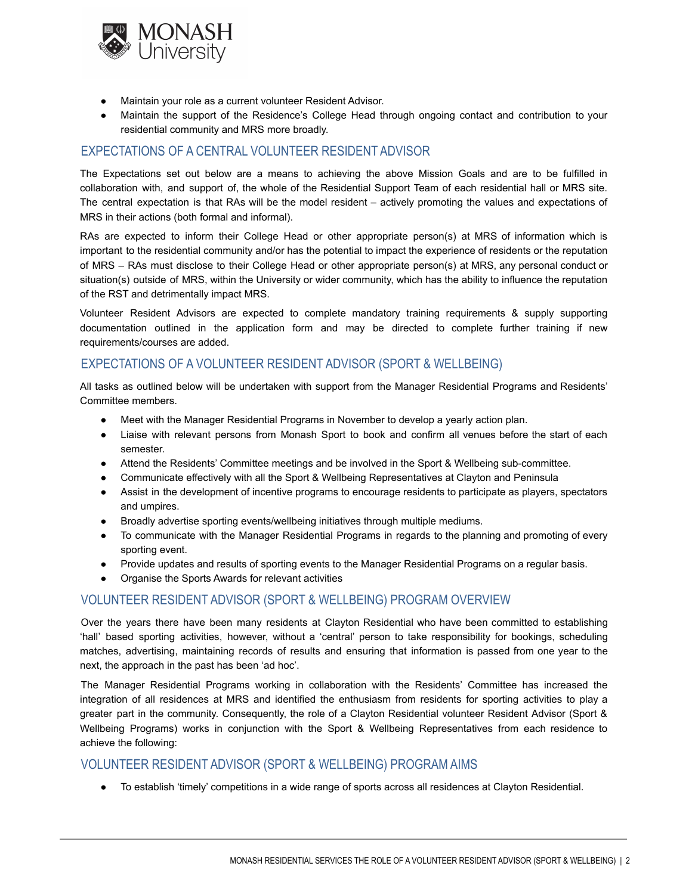- Maintain your role as a current volunteer Resident Advisor.
- Maintain the support of the Residence's College Head through ongoing contact and contribution to your residential community and MRS more broadly.

## EXPECTATIONS OF A CENTRAL VOLUNTEER RESIDENT ADVISOR

The Expectations set out below are a means to achieving the above Mission Goals and are to be fulfilled in collaboration with, and support of, the whole of the Residential Support Team of each residential hall or MRS site. The central expectation is that RAs will be the model resident – actively promoting the values and expectations of MRS in their actions (both formal and informal).

RAs are expected to inform their College Head or other appropriate person(s) at MRS of information which is important to the residential community and/or has the potential to impact the experience of residents or the reputation of MRS – RAs must disclose to their College Head or other appropriate person(s) at MRS, any personal conduct or situation(s) outside of MRS, within the University or wider community, which has the ability to influence the reputation of the RST and detrimentally impact MRS.

Volunteer Resident Advisors are expected to complete mandatory training requirements & supply supporting documentation outlined in the application form and may be directed to complete further training if new requirements/courses are added.

## EXPECTATIONS OF A VOLUNTEER RESIDENT ADVISOR (SPORT & WELLBEING)

All tasks as outlined below will be undertaken with support from the Manager Residential Programs and Residents' Committee members.

- Meet with the Manager Residential Programs in November to develop a yearly action plan.
- Liaise with relevant persons from Monash Sport to book and confirm all venues before the start of each semester.
- Attend the Residents' Committee meetings and be involved in the Sport & Wellbeing sub-committee.
- Communicate effectively with all the Sport & Wellbeing Representatives at Clayton and Peninsula
- Assist in the development of incentive programs to encourage residents to participate as players, spectators and umpires.
- Broadly advertise sporting events/wellbeing initiatives through multiple mediums.
- To communicate with the Manager Residential Programs in regards to the planning and promoting of every sporting event.
- Provide updates and results of sporting events to the Manager Residential Programs on a regular basis.
- Organise the Sports Awards for relevant activities

## VOLUNTEER RESIDENT ADVISOR (SPORT & WELLBEING) PROGRAM OVERVIEW

Over the years there have been many residents at Clayton Residential who have been committed to establishing 'hall' based sporting activities, however, without a 'central' person to take responsibility for bookings, scheduling matches, advertising, maintaining records of results and ensuring that information is passed from one year to the next, the approach in the past has been 'ad hoc'.

The Manager Residential Programs working in collaboration with the Residents' Committee has increased the integration of all residences at MRS and identified the enthusiasm from residents for sporting activities to play a greater part in the community. Consequently, the role of a Clayton Residential volunteer Resident Advisor (Sport & Wellbeing Programs) works in conjunction with the Sport & Wellbeing Representatives from each residence to achieve the following:

## VOLUNTEER RESIDENT ADVISOR (SPORT & WELLBEING) PROGRAM AIMS

- To establish 'timely' competitions in a wide range of sports across all residences at Clayton Residential.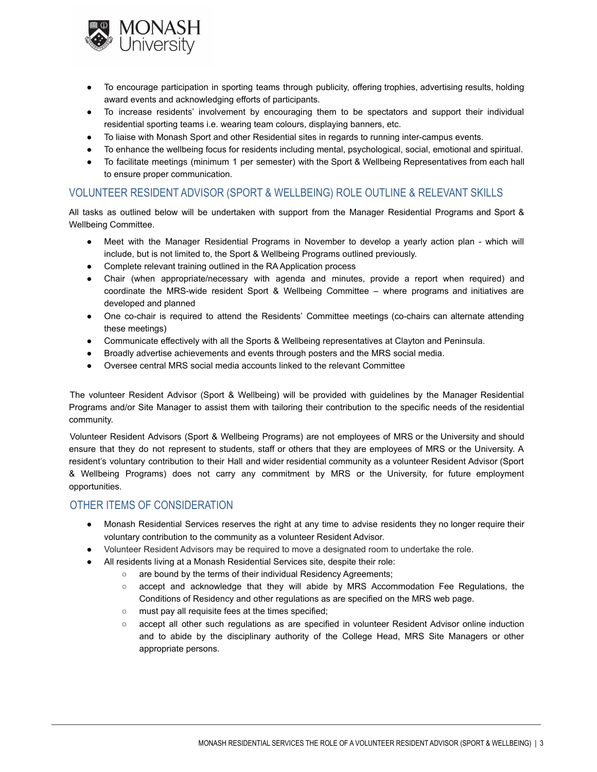- To encourage participation in sporting teams through publicity, offering trophies, advertising results, holding award events and acknowledging efforts of participants.
- To increase residents' involvement by encouraging them to be spectators and support their individual residential sporting teams i.e. wearing team colours, displaying banners, etc.
- To liaise with Monash Sport and other Residential sites in regards to running inter-campus events.
- To enhance the wellbeing focus for residents including mental, psychological, social, emotional and spiritual.
- To facilitate meetings (minimum 1 per semester) with the Sport & Wellbeing Representatives from each hall to ensure proper communication.

## VOLUNTEER RESIDENT ADVISOR (SPORT & WELLBEING) ROLE OUTLINE & RELEVANT SKILLS

All tasks as outlined below will be undertaken with support from the Manager Residential Programs and Sport & Wellbeing Committee.

- Meet with the Manager Residential Programs in November to develop a yearly action plan - which will include, but is not limited to, the Sport & Wellbeing Programs outlined previously.
- Complete relevant training outlined in the RA Application process
- Chair (when appropriate/necessary with agenda and minutes, provide a report when required) and coordinate the MRS-wide resident Sport & Wellbeing Committee – where programs and initiatives are developed and planned
- One co-chair is required to attend the Residents' Committee meetings (co-chairs can alternate attending these meetings)
- Communicate effectively with all the Sports & Wellbeing representatives at Clayton and Peninsula.
- Broadly advertise achievements and events through posters and the MRS social media.
- Oversee central MRS social media accounts linked to the relevant Committee

The volunteer Resident Advisor (Sport & Wellbeing) will be provided with guidelines by the Manager Residential Programs and/or Site Manager to assist them with tailoring their contribution to the specific needs of the residential community.

Volunteer Resident Advisors (Sport & Wellbeing Programs) are not employees of MRS or the University and should ensure that they do not represent to students, staff or others that they are employees of MRS or the University. A resident's voluntary contribution to their Hall and wider residential community as a volunteer Resident Advisor (Sport & Wellbeing Programs) does not carry any commitment by MRS or the University, for future employment opportunities.

## OTHER ITEMS OF CONSIDERATION

- Monash Residential Services reserves the right at any time to advise residents they no longer require their voluntary contribution to the community as a volunteer Resident Advisor.
- Volunteer Resident Advisors may be required to move a designated room to undertake the role.
- All residents living at a Monash Residential Services site, despite their role:
  - are bound by the terms of their individual Residency Agreements;
  - accept and acknowledge that they will abide by MRS Accommodation Fee Regulations, the Conditions of Residency and other regulations as are specified on the MRS web page.
  - must pay all requisite fees at the times specified;
  - accept all other such regulations as are specified in volunteer Resident Advisor online induction and to abide by the disciplinary authority of the College Head, MRS Site Managers or other appropriate persons.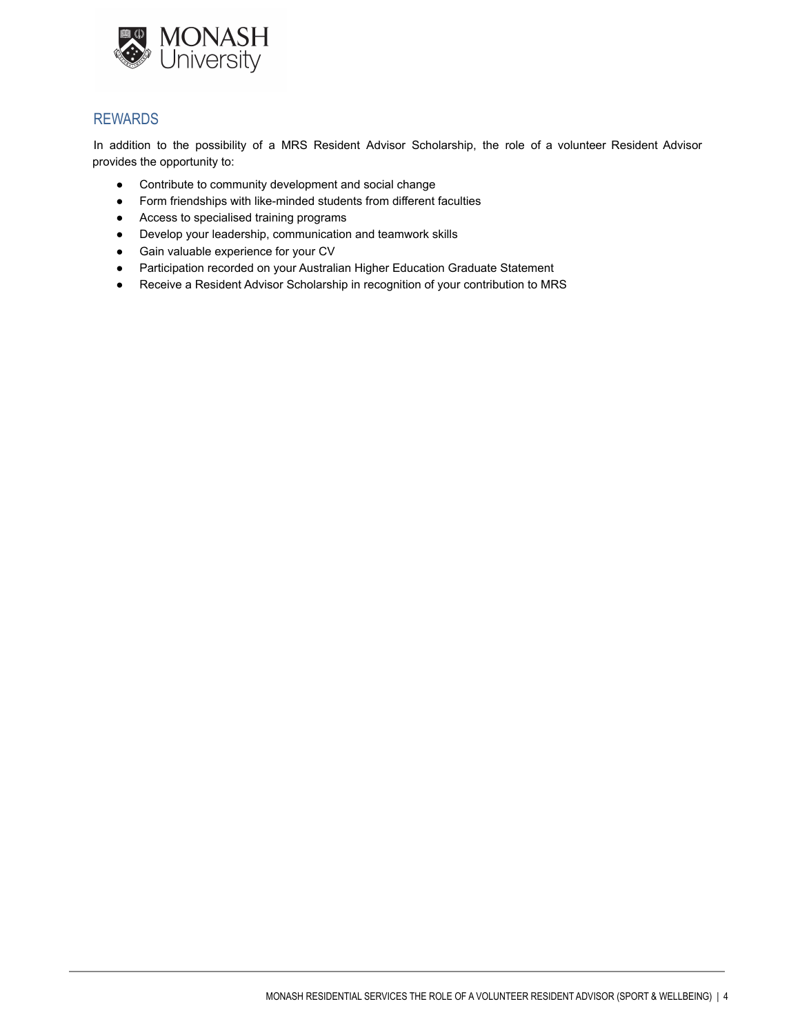## REWARDS

In addition to the possibility of a MRS Resident Advisor Scholarship, the role of a volunteer Resident Advisor provides the opportunity to:

- Contribute to community development and social change
- Form friendships with like-minded students from different faculties
- Access to specialised training programs
- Develop your leadership, communication and teamwork skills
- Gain valuable experience for your CV
- Participation recorded on your Australian Higher Education Graduate Statement
- Receive a Resident Advisor Scholarship in recognition of your contribution to MRS